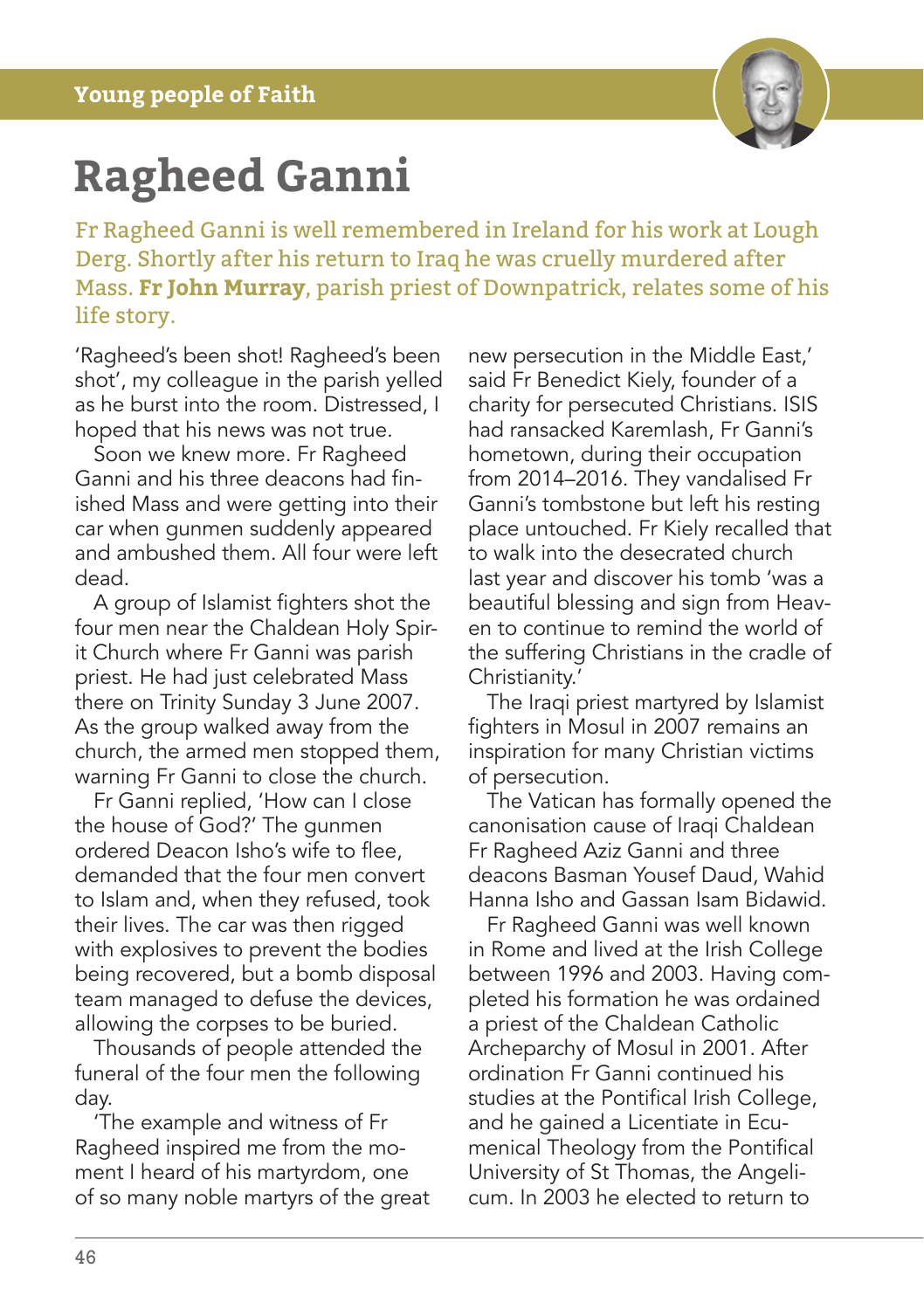Young people of Faith

# Ragheed Ganni

Fr Ragheed Ganni is well remembered in Ireland for his work at Lough Derg. Shortly after his return to Iraq he was cruelly murdered after Mass. **Fr John Murray**, parish priest of Downpatrick, relates some of his life story.

'Ragheed's been shot! Ragheed's been shot', my colleague in the parish yelled as he burst into the room. Distressed, I hoped that his news was not true.

Soon we knew more. Fr Ragheed Ganni and his three deacons had finished Mass and were getting into their car when gunmen suddenly appeared and ambushed them. All four were left dead.

A group of Islamist fighters shot the four men near the Chaldean Holy Spirit Church where Fr Ganni was parish priest. He had just celebrated Mass there on Trinity Sunday 3 June 2007. As the group walked away from the church, the armed men stopped them, warning Fr Ganni to close the church.

Fr Ganni replied, 'How can I close the house of God?' The gunmen ordered Deacon Isho's wife to flee, demanded that the four men convert to Islam and, when they refused, took their lives. The car was then rigged with explosives to prevent the bodies being recovered, but a bomb disposal team managed to defuse the devices, allowing the corpses to be buried.

Thousands of people attended the funeral of the four men the following day.

'The example and witness of Fr Ragheed inspired me from the moment I heard of his martyrdom, one of so many noble martyrs of the great new persecution in the Middle East,' said Fr Benedict Kiely, founder of a charity for persecuted Christians. ISIS had ransacked Karemlash, Fr Ganni's hometown, during their occupation from 2014–2016. They vandalised Fr Ganni's tombstone but left his resting place untouched. Fr Kiely recalled that to walk into the desecrated church last year and discover his tomb 'was a beautiful blessing and sign from Heaven to continue to remind the world of the suffering Christians in the cradle of Christianity.'

The Iraqi priest martyred by Islamist fighters in Mosul in 2007 remains an inspiration for many Christian victims of persecution.

The Vatican has formally opened the canonisation cause of Iraqi Chaldean Fr Ragheed Aziz Ganni and three deacons Basman Yousef Daud, Wahid Hanna Isho and Gassan Isam Bidawid.

Fr Ragheed Ganni was well known in Rome and lived at the Irish College between 1996 and 2003. Having completed his formation he was ordained a priest of the Chaldean Catholic Archeparchy of Mosul in 2001. After ordination Fr Ganni continued his studies at the Pontifical Irish College, and he gained a Licentiate in Ecumenical Theology from the Pontifical University of St Thomas, the Angelicum. In 2003 he elected to return to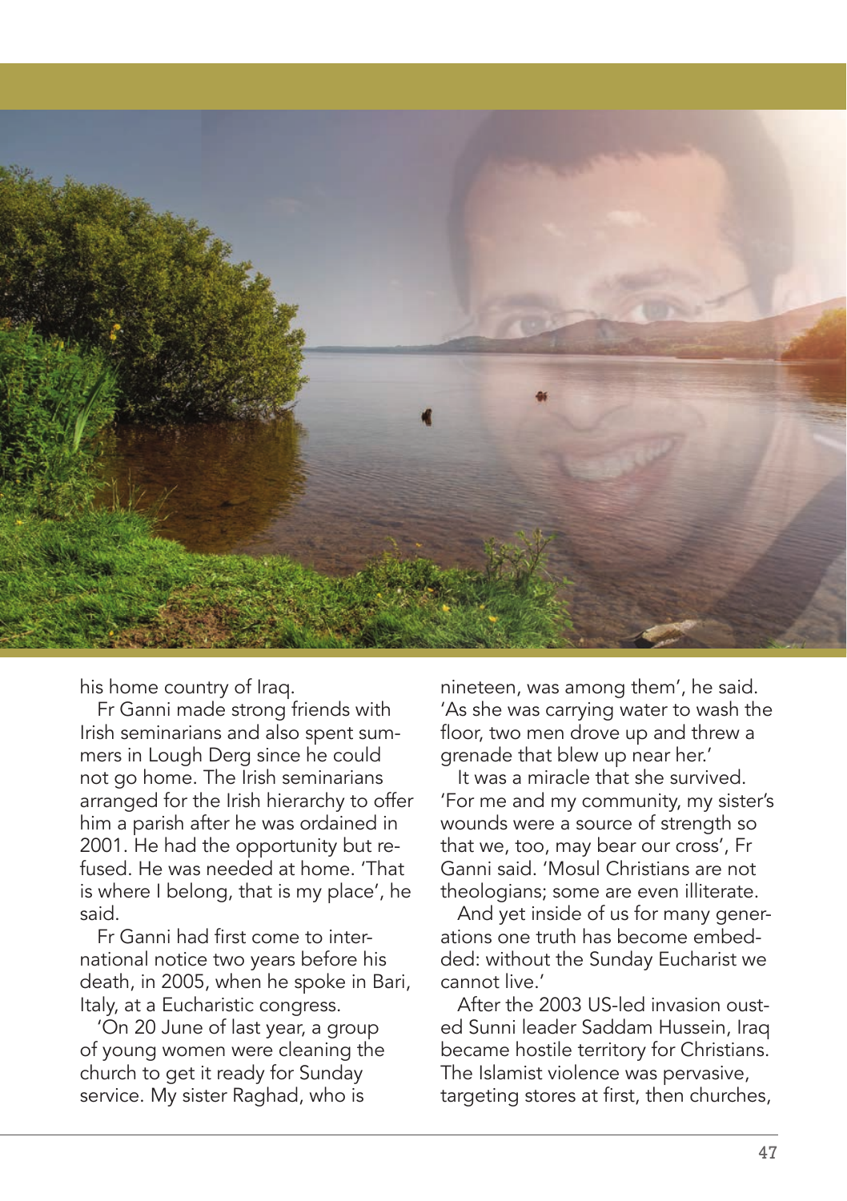his home country of Iraq.

Fr Ganni made strong friends with Irish seminarians and also spent summers in Lough Derg since he could not go home. The Irish seminarians arranged for the Irish hierarchy to offer him a parish after he was ordained in 2001. He had the opportunity but refused. He was needed at home. 'That is where I belong, that is my place', he said.

Fr Ganni had first come to international notice two years before his death, in 2005, when he spoke in Bari, Italy, at a Eucharistic congress.

'On 20 June of last year, a group of young women were cleaning the church to get it ready for Sunday service. My sister Raghad, who is nineteen, was among them', he said. 'As she was carrying water to wash the floor, two men drove up and threw a grenade that blew up near her.'

It was a miracle that she survived. 'For me and my community, my sister's wounds were a source of strength so that we, too, may bear our cross', Fr Ganni said. 'Mosul Christians are not theologians; some are even illiterate.

And yet inside of us for many generations one truth has become embedded: without the Sunday Eucharist we cannot live.'

After the 2003 US-led invasion ousted Sunni leader Saddam Hussein, Iraq became hostile territory for Christians. The Islamist violence was pervasive, targeting stores at first, then churches,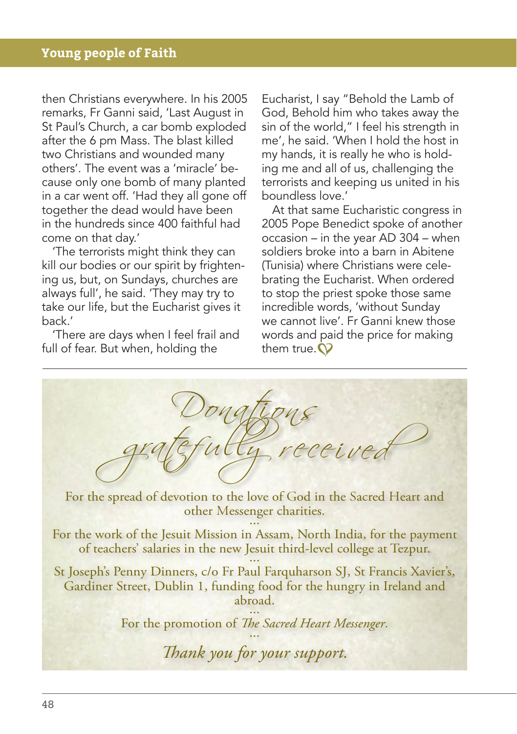then Christians everywhere. In his 2005 remarks, Fr Ganni said, 'Last August in St Paul's Church, a car bomb exploded after the 6 pm Mass. The blast killed two Christians and wounded many others'. The event was a 'miracle' because only one bomb of many planted in a car went off. 'Had they all gone off together the dead would have been in the hundreds since 400 faithful had come on that day.'

'The terrorists might think they can kill our bodies or our spirit by frightening us, but, on Sundays, churches are always full', he said. 'They may try to take our life, but the Eucharist gives it back.'

'There are days when I feel frail and full of fear. But when, holding the Eucharist, I say "Behold the Lamb of God, Behold him who takes away the sin of the world," I feel his strength in me', he said. 'When I hold the host in my hands, it is really he who is holding me and all of us, challenging the terrorists and keeping us united in his boundless love.'

At that same Eucharistic congress in 2005 Pope Benedict spoke of another occasion – in the year AD 304 – when soldiers broke into a barn in Abitene (Tunisia) where Christians were celebrating the Eucharist. When ordered to stop the priest spoke those same incredible words, 'without Sunday we cannot live'. Fr Ganni knew those words and paid the price for making them true.

---

*Donations gratefully received*

For the spread of devotion to the love of God in the Sacred Heart and other Messenger charities.

...

For the work of the Jesuit Mission in Assam, North India, for the payment of teachers' salaries in the new Jesuit third-level college at Tezpur.

...

St Joseph's Penny Dinners, c/o Fr Paul Farquharson SJ, St Francis Xavier's, Gardiner Street, Dublin 1, funding food for the hungry in Ireland and abroad.

...

For the promotion of *The Sacred Heart Messenger*.

...

*Thank you for your support.*